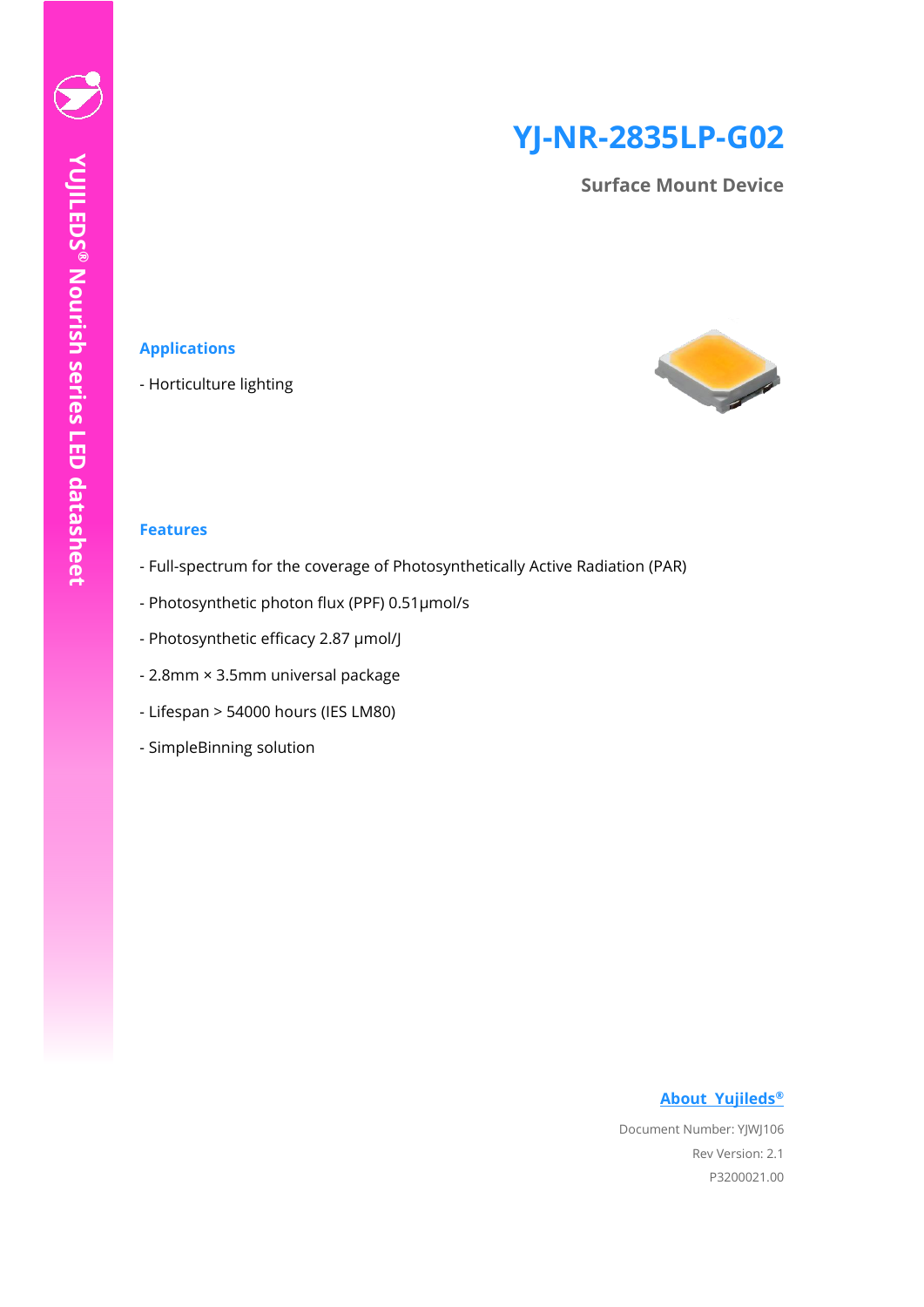YUJILEDS® Nourish series LED datasheet

# YJ-NR-2835LP-G02

**Surface Mount Device**

## Applications

- Horticulture lighting

## Features

- Full-spectrum for the coverage of Photosynthetically Active Radiation (PAR)

- Photosynthetic photon flux (PPF) 0.51μmol/s

- Photosynthetic efficacy 2.87 μmol/J

- 2.8mm × 3.5mm universal package

- Lifespan > 54000 hours (IES LM80)

- SimpleBinning solution

**About Yujileds®**

Document Number: YJWJ106

Rev Version: 2.1

P3200021.00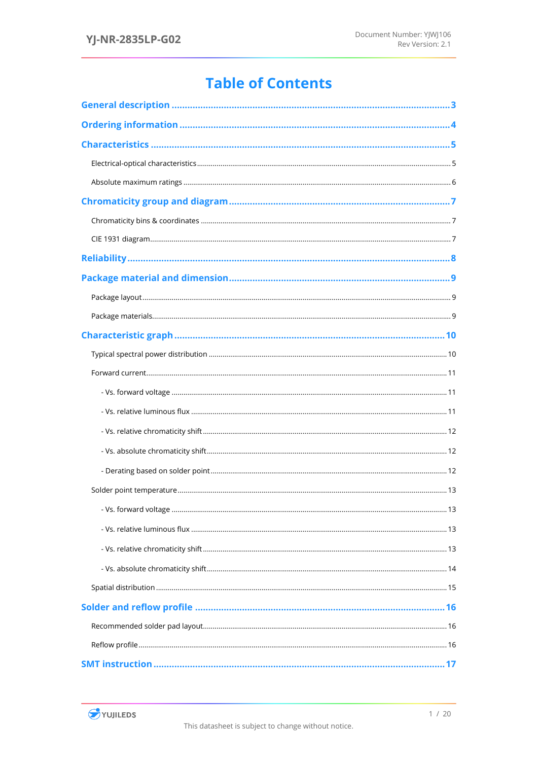# Table of Contents

General description ..... 3

Ordering information ..... 4

Characteristics ..... 5

- Electrical-optical characteristics ..... 5
- Absolute maximum ratings ..... 6

Chromaticity group and diagram ..... 7

- Chromaticity bins & coordinates ..... 7
- CIE 1931 diagram ..... 7

Reliability ..... 8

Package material and dimension ..... 9

- Package layout ..... 9
- Package materials ..... 9

Characteristic graph ..... 10

- Typical spectral power distribution ..... 10
- Forward current ..... 11
  - Vs. forward voltage ..... 11
  - Vs. relative luminous flux ..... 11
  - Vs. relative chromaticity shift ..... 12
  - Vs. absolute chromaticity shift ..... 12
  - Derating based on solder point ..... 12
- Solder point temperature ..... 13
  - Vs. forward voltage ..... 13
  - Vs. relative luminous flux ..... 13
  - Vs. relative chromaticity shift ..... 13
  - Vs. absolute chromaticity shift ..... 14
- Spatial distribution ..... 15

Solder and reflow profile ..... 16

- Recommended solder pad layout ..... 16
- Reflow profile ..... 16

SMT instruction ..... 17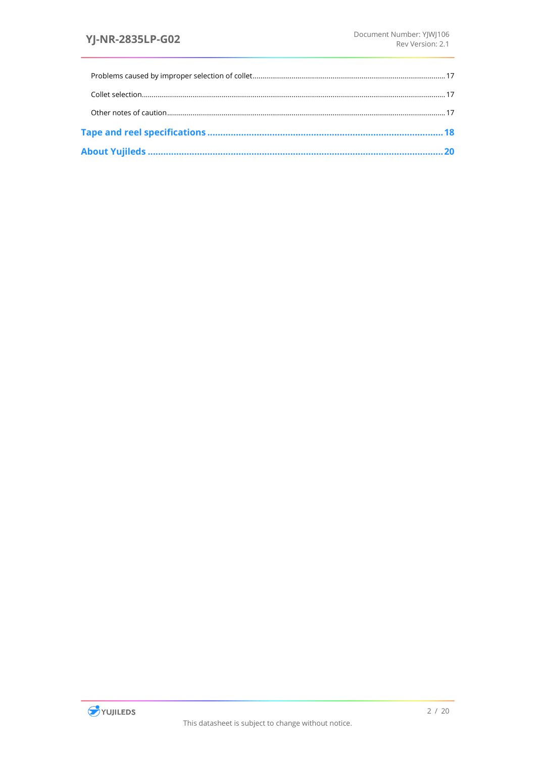Problems caused by improper selection of collet ........ 17

Collet selection ........ 17

Other notes of caution ........ 17

**Tape and reel specifications ........ 18**

**About Yujileds ........ 20**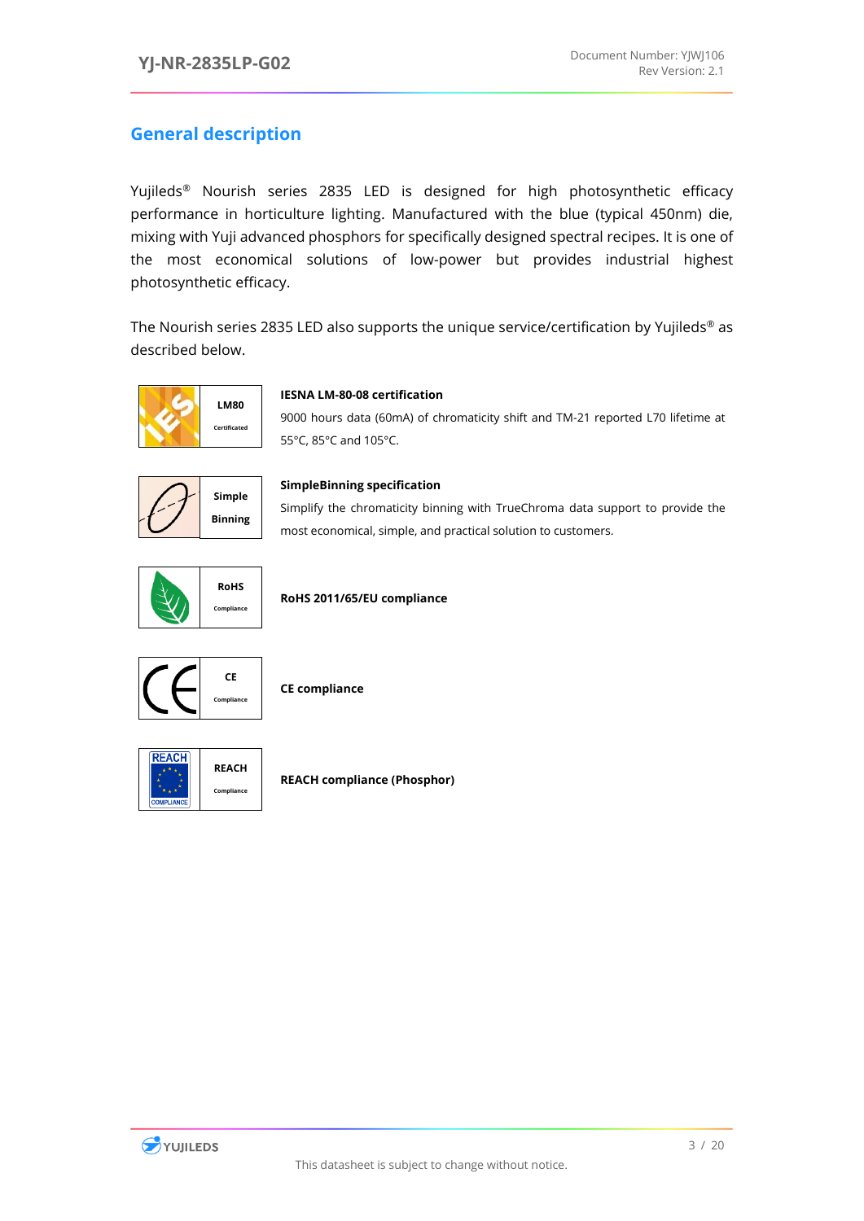## General description

Yujileds® Nourish series 2835 LED is designed for high photosynthetic efficacy performance in horticulture lighting. Manufactured with the blue (typical 450nm) die, mixing with Yuji advanced phosphors for specifically designed spectral recipes. It is one of the most economical solutions of low-power but provides industrial highest photosynthetic efficacy.

The Nourish series 2835 LED also supports the unique service/certification by Yujileds® as described below.

| | |
|---|---|
| **LM80** Certificated | **IESNA LM-80-08 certification**<br>9000 hours data (60mA) of chromaticity shift and TM-21 reported L70 lifetime at 55°C, 85°C and 105°C. |
| **Simple Binning** | **SimpleBinning specification**<br>Simplify the chromaticity binning with TrueChroma data support to provide the most economical, simple, and practical solution to customers. |
| **RoHS** Compliance | **RoHS 2011/65/EU compliance** |
| **CE** Compliance | **CE compliance** |
| **REACH** Compliance | **REACH compliance (Phosphor)** |

This datasheet is subject to change without notice.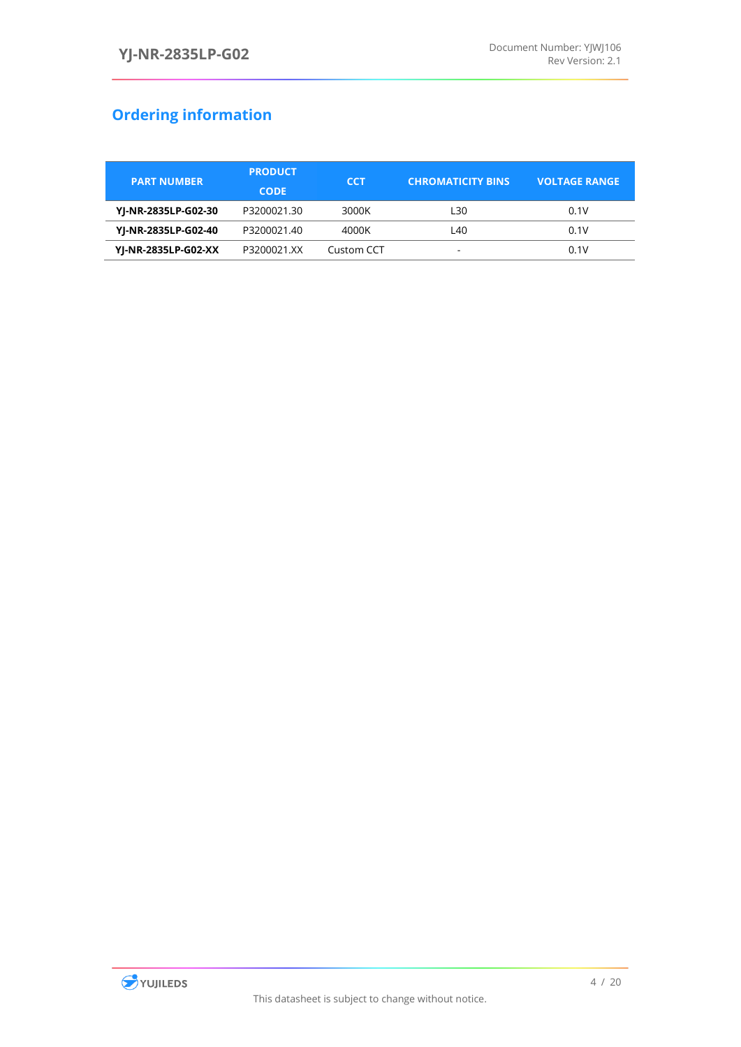## Ordering information

| PART NUMBER | PRODUCT CODE | CCT | CHROMATICITY BINS | VOLTAGE RANGE |
|---|---|---|---|---|
| **YJ-NR-2835LP-G02-30** | P3200021.30 | 3000K | L30 | 0.1V |
| **YJ-NR-2835LP-G02-40** | P3200021.40 | 4000K | L40 | 0.1V |
| **YJ-NR-2835LP-G02-XX** | P3200021.XX | Custom CCT | - | 0.1V |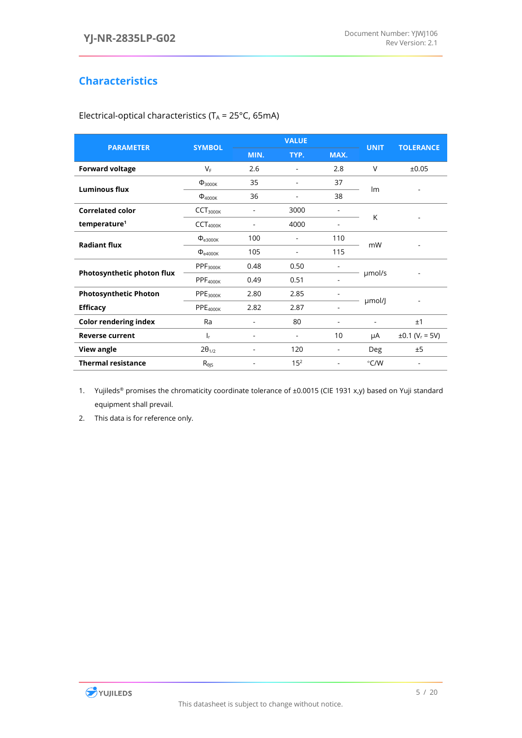## Characteristics

Electrical-optical characteristics ($T_A$ = 25°C, 65mA)

| PARAMETER | SYMBOL | VALUE | | | UNIT | TOLERANCE |
|---|---|---|---|---|---|---|
| | | MIN. | TYP. | MAX. | | |
| **Forward voltage** | $V_F$ | 2.6 | - | 2.8 | V | ±0.05 |
| **Luminous flux** | $\Phi_{3000K}$ | 35 | - | 37 | lm | - |
| | $\Phi_{4000K}$ | 36 | - | 38 | | |
| **Correlated color temperature**[1] | $CCT_{3000K}$ | - | 3000 | - | K | - |
| | $CCT_{4000K}$ | - | 4000 | - | | |
| **Radiant flux** | $\Phi_{e3000K}$ | 100 | - | 110 | mW | - |
| | $\Phi_{e4000K}$ | 105 | - | 115 | | |
| **Photosynthetic photon flux** | $PPF_{3000K}$ | 0.48 | 0.50 | - | μmol/s | - |
| | $PPF_{4000K}$ | 0.49 | 0.51 | - | | |
| **Photosynthetic Photon Efficacy** | $PPE_{3000K}$ | 2.80 | 2.85 | - | μmol/J | - |
| | $PPE_{4000K}$ | 2.82 | 2.87 | - | | |
| **Color rendering index** | Ra | - | 80 | - | - | ±1 |
| **Reverse current** | $I_r$ | - | - | 10 | μA | ±0.1 ($V_r$ = 5V) |
| **View angle** | $2\theta_{1/2}$ | - | 120 | - | Deg | ±5 |
| **Thermal resistance** | $R_{\theta JS}$ | - | 15[2] | - | °C/W | - |

1. Yujileds® promises the chromaticity coordinate tolerance of ±0.0015 (CIE 1931 x,y) based on Yuji standard equipment shall prevail.
2. This data is for reference only.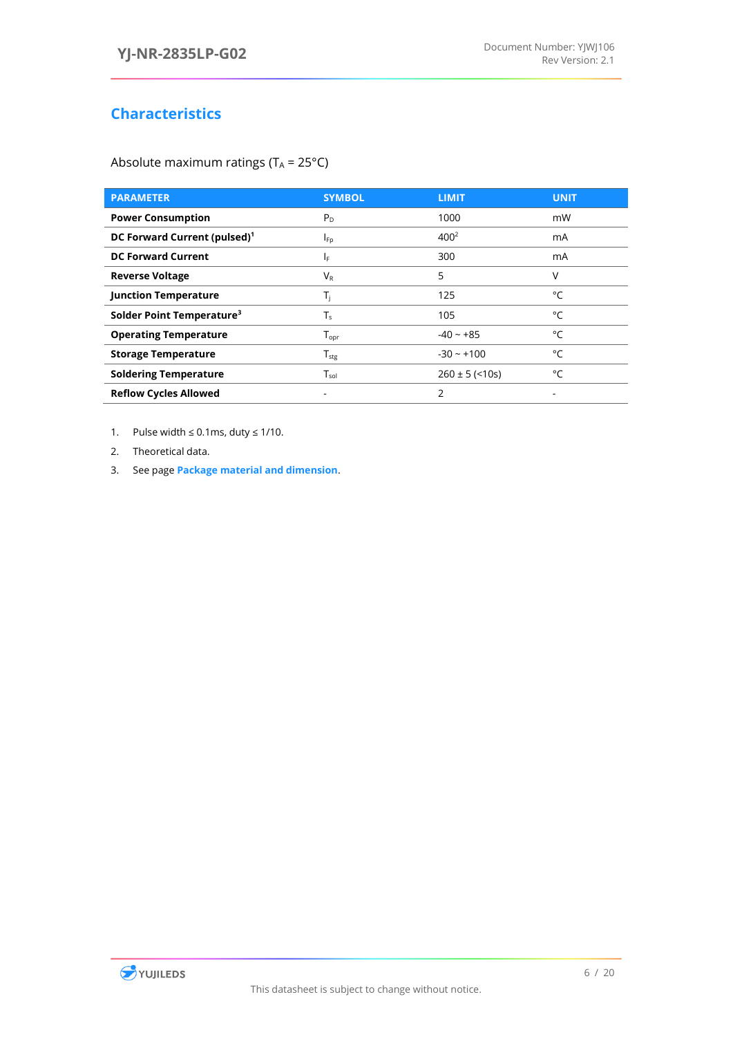## Characteristics

Absolute maximum ratings ($T_A$ = 25°C)

| PARAMETER | SYMBOL | LIMIT | UNIT |
|---|---|---|---|
| **Power Consumption** | $P_D$ | 1000 | mW |
| **DC Forward Current (pulsed)**[1] | $I_{Fp}$ | 400[2] | mA |
| **DC Forward Current** | $I_F$ | 300 | mA |
| **Reverse Voltage** | $V_R$ | 5 | V |
| **Junction Temperature** | $T_j$ | 125 | °C |
| **Solder Point Temperature**[3] | $T_s$ | 105 | °C |
| **Operating Temperature** | $T_{opr}$ | -40 ~ +85 | °C |
| **Storage Temperature** | $T_{stg}$ | -30 ~ +100 | °C |
| **Soldering Temperature** | $T_{sol}$ | 260 ± 5 (<10s) | °C |
| **Reflow Cycles Allowed** | - | 2 | - |

1. Pulse width ≤ 0.1ms, duty ≤ 1/10.
2. Theoretical data.
3. See page **Package material and dimension**.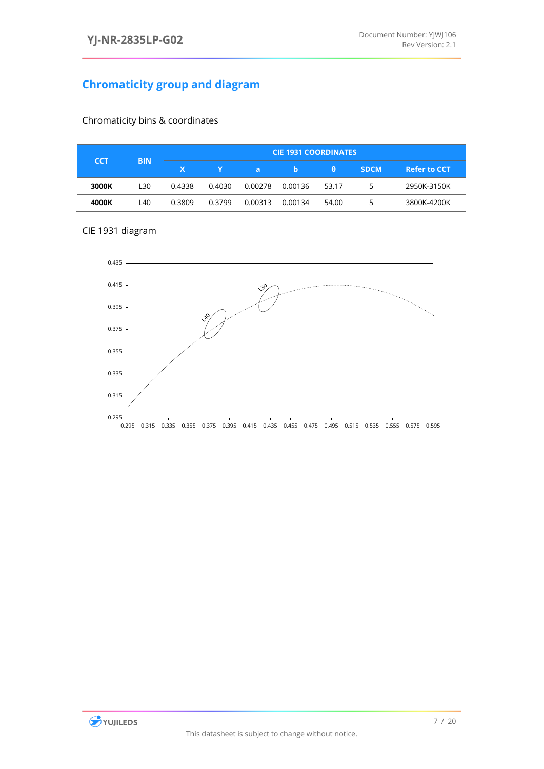## Chromaticity group and diagram

Chromaticity bins & coordinates

| CCT | BIN | CIE 1931 COORDINATES | | | | | | |
|---|---|---|---|---|---|---|---|---|
| | | X | Y | a | b | θ | SDCM | Refer to CCT |
| **3000K** | L30 | 0.4338 | 0.4030 | 0.00278 | 0.00136 | 53.17 | 5 | 2950K-3150K |
| **4000K** | L40 | 0.3809 | 0.3799 | 0.00313 | 0.00134 | 54.00 | 5 | 3800K-4200K |

CIE 1931 diagram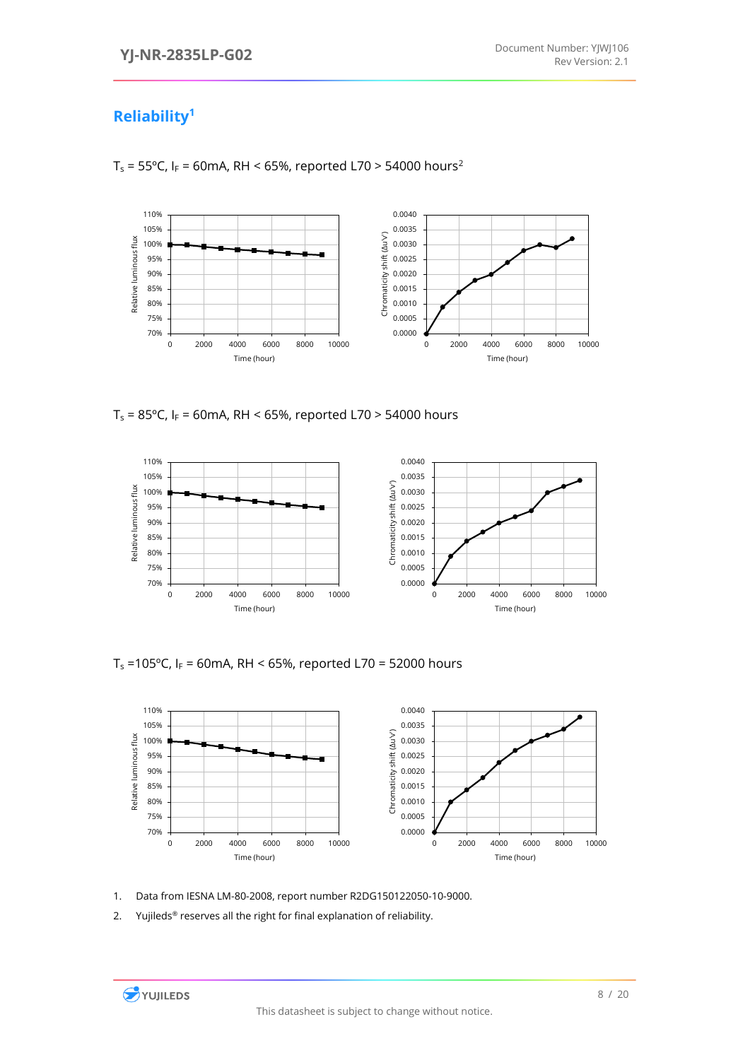## Reliability[1]

$T_s$ = 55ºC, $I_F$ = 60mA, RH < 65%, reported L70 > 54000 hours[2]

$T_s$ = 85ºC, $I_F$ = 60mA, RH < 65%, reported L70 > 54000 hours

$T_s$ =105ºC, $I_F$ = 60mA, RH < 65%, reported L70 = 52000 hours

1. Data from IESNA LM-80-2008, report number R2DG150122050-10-9000.
2. Yujileds® reserves all the right for final explanation of reliability.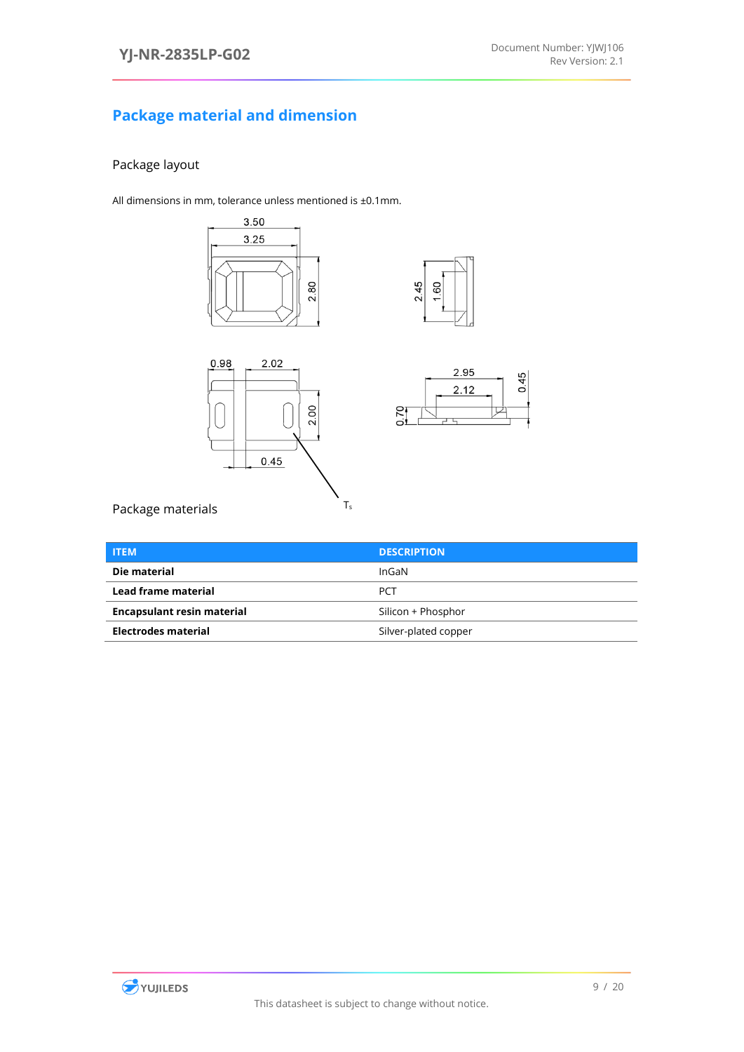## Package material and dimension

### Package layout

All dimensions in mm, tolerance unless mentioned is ±0.1mm.

### Package materials

| ITEM | DESCRIPTION |
|---|---|
| **Die material** | InGaN |
| **Lead frame material** | PCT |
| **Encapsulant resin material** | Silicon + Phosphor |
| **Electrodes material** | Silver-plated copper |

This datasheet is subject to change without notice.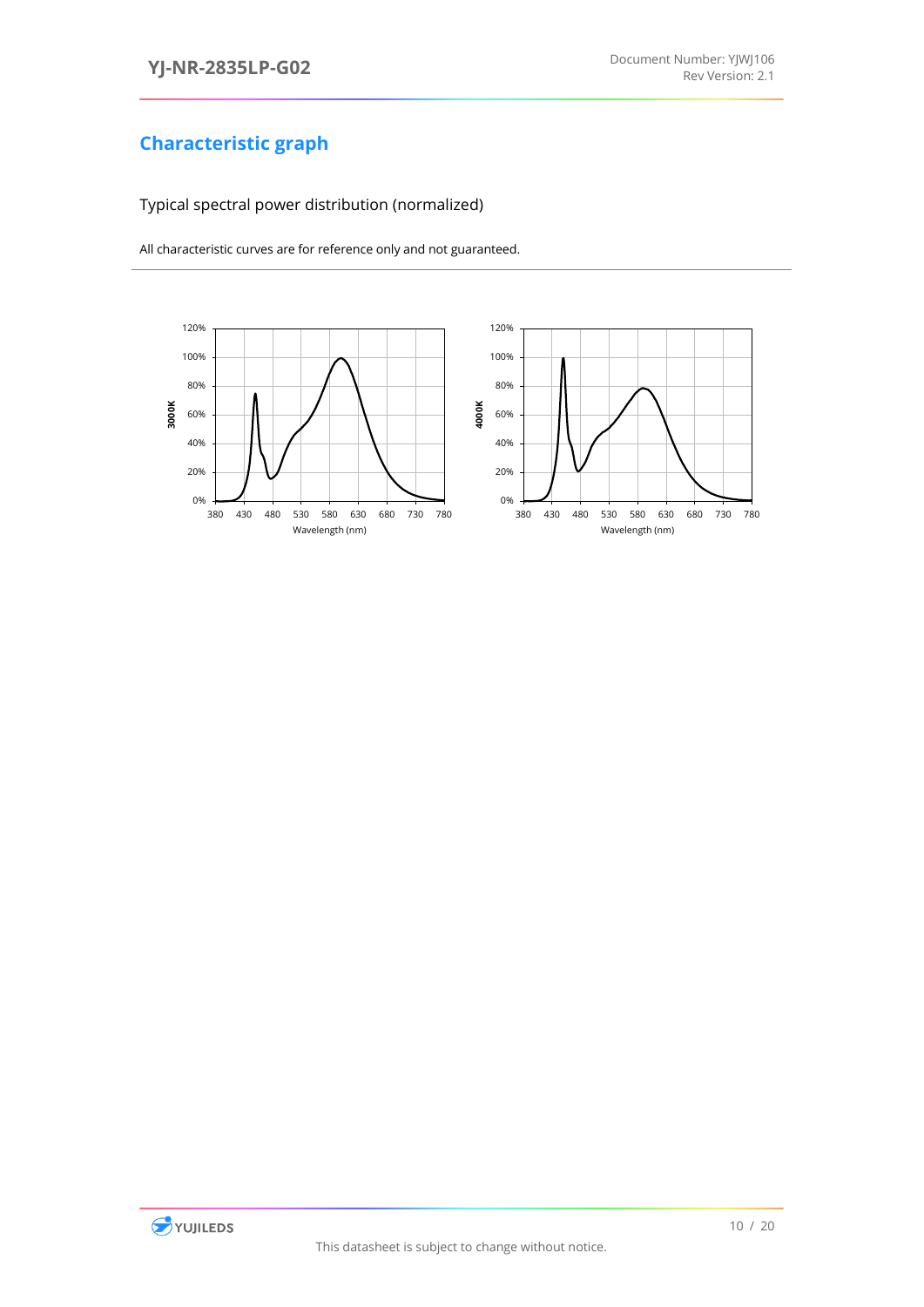## Characteristic graph

Typical spectral power distribution (normalized)

All characteristic curves are for reference only and not guaranteed.

3000K

Wavelength (nm)

4000K

Wavelength (nm)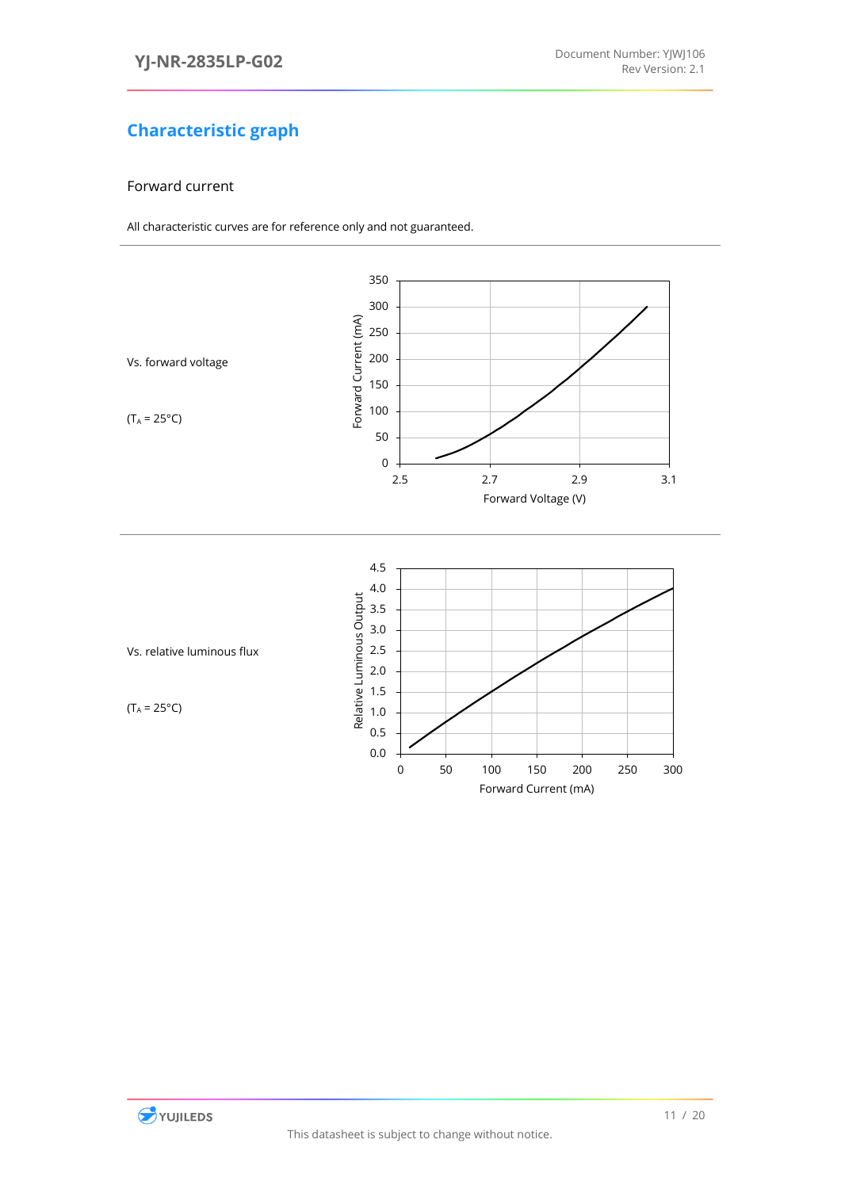## Characteristic graph

### Forward current

All characteristic curves are for reference only and not guaranteed.

Vs. forward voltage

($T_A$ = 25°C)

Vs. relative luminous flux

($T_A$ = 25°C)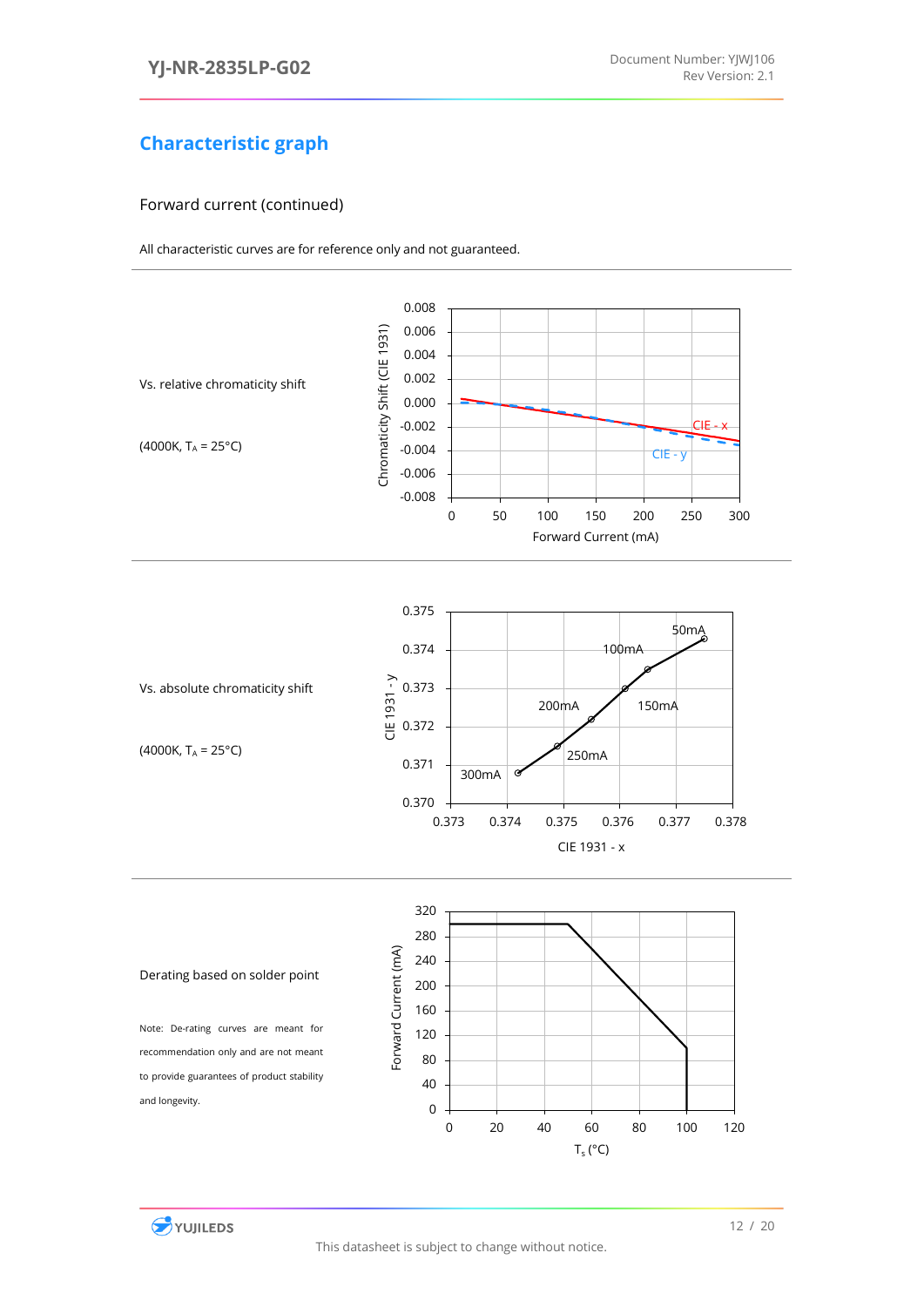## Characteristic graph

### Forward current (continued)

All characteristic curves are for reference only and not guaranteed.

Vs. relative chromaticity shift

(4000K, $T_A$ = 25°C)

Vs. absolute chromaticity shift

(4000K, $T_A$ = 25°C)

Derating based on solder point

Note: De-rating curves are meant for recommendation only and are not meant to provide guarantees of product stability and longevity.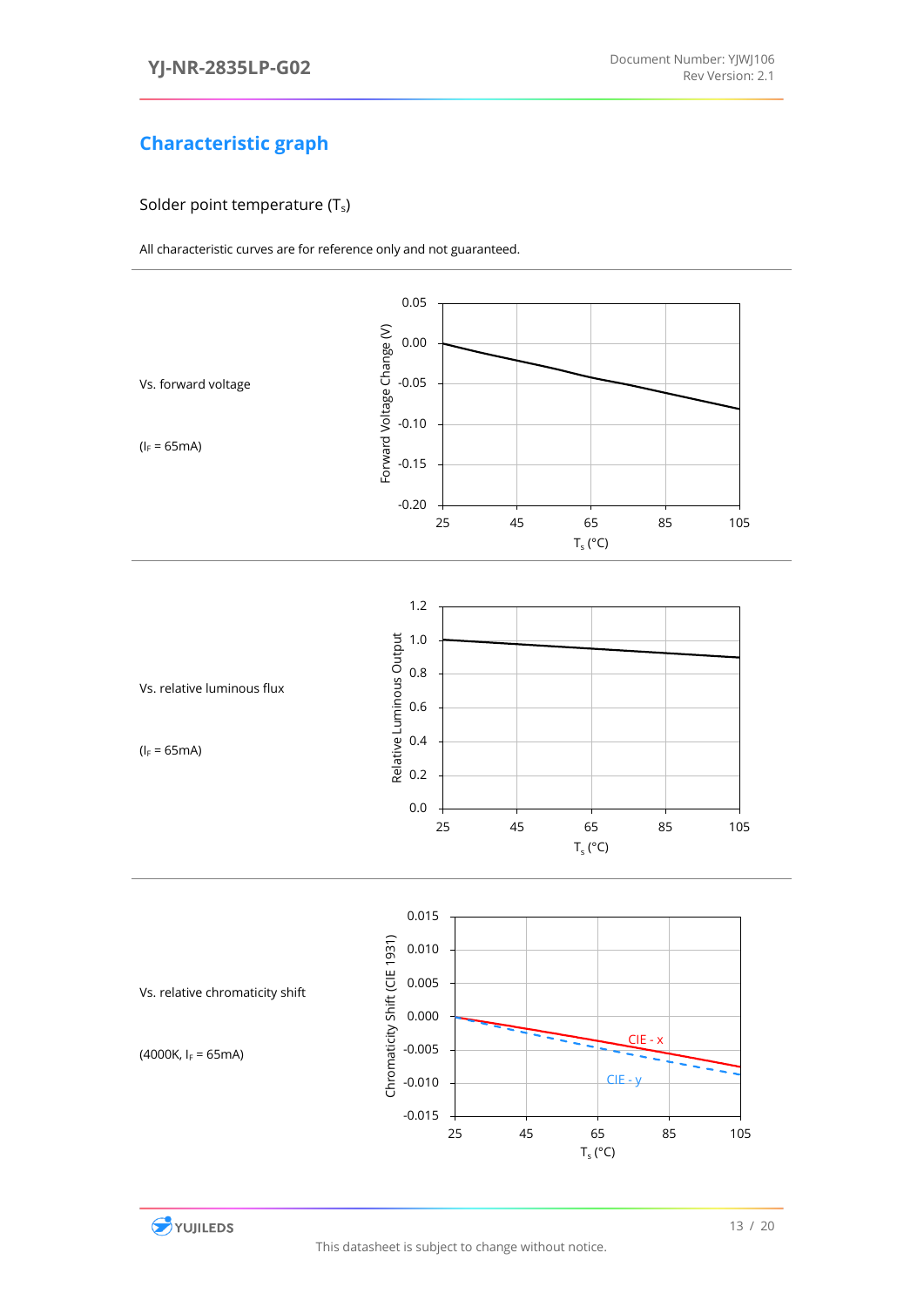## Characteristic graph

Solder point temperature ($T_s$)

All characteristic curves are for reference only and not guaranteed.

Vs. forward voltage

($I_F$ = 65mA)

Vs. relative luminous flux

($I_F$ = 65mA)

Vs. relative chromaticity shift

(4000K, $I_F$ = 65mA)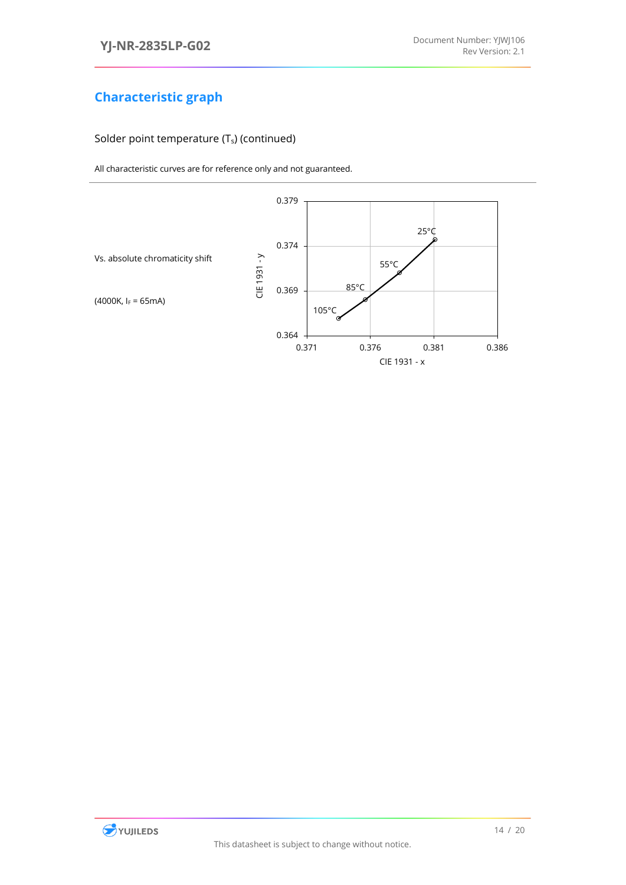## Characteristic graph

Solder point temperature ($T_S$) (continued)

All characteristic curves are for reference only and not guaranteed.

Vs. absolute chromaticity shift

(4000K, $I_F$ = 65mA)

CIE 1931 -y

0.379
0.374
0.369
0.364

25°C
55°C
85°C
105°C

0.371 0.376 0.381 0.386

CIE 1931 - x

This datasheet is subject to change without notice.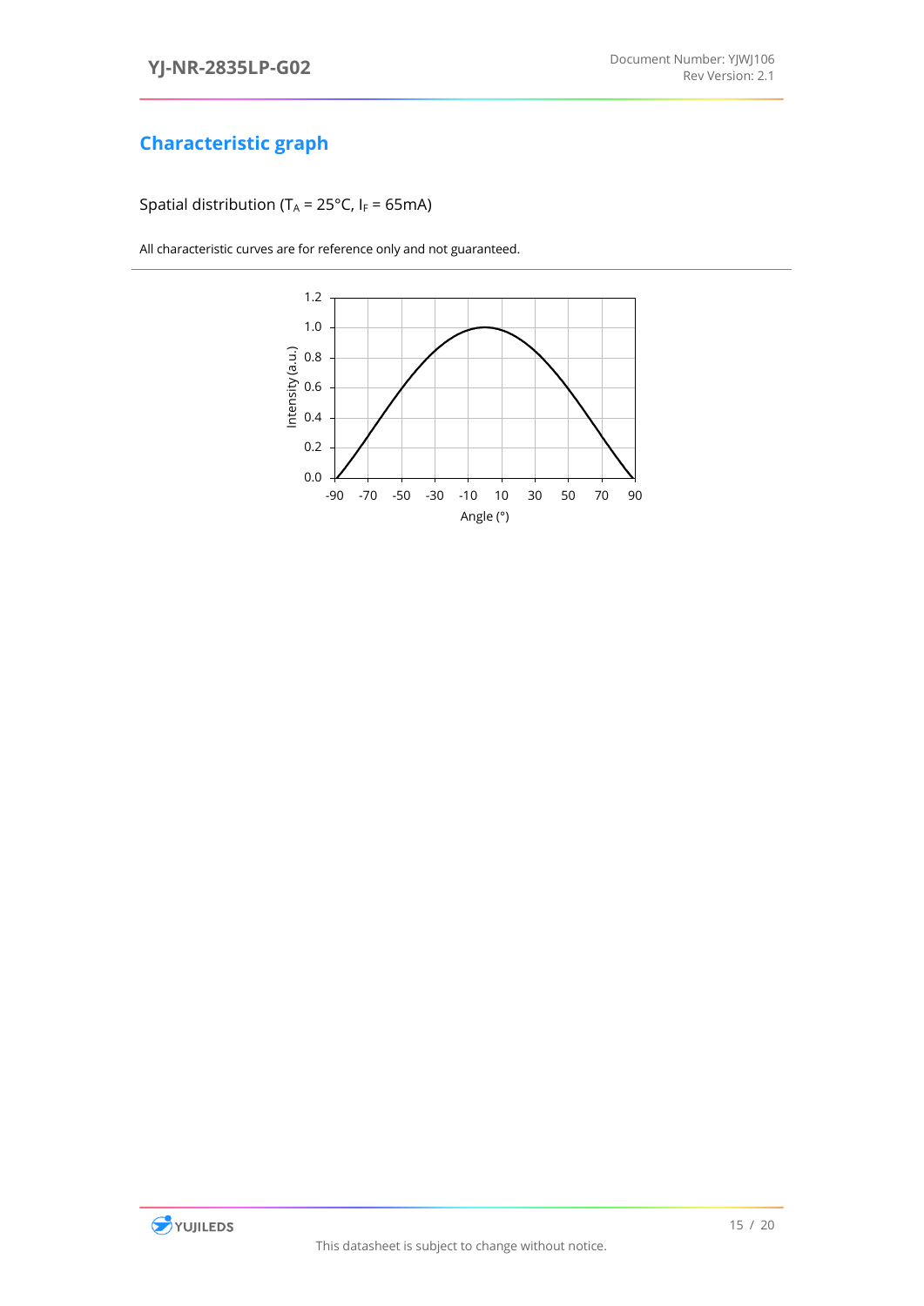## Characteristic graph

Spatial distribution ($T_A$ = 25°C, $I_F$ = 65mA)

All characteristic curves are for reference only and not guaranteed.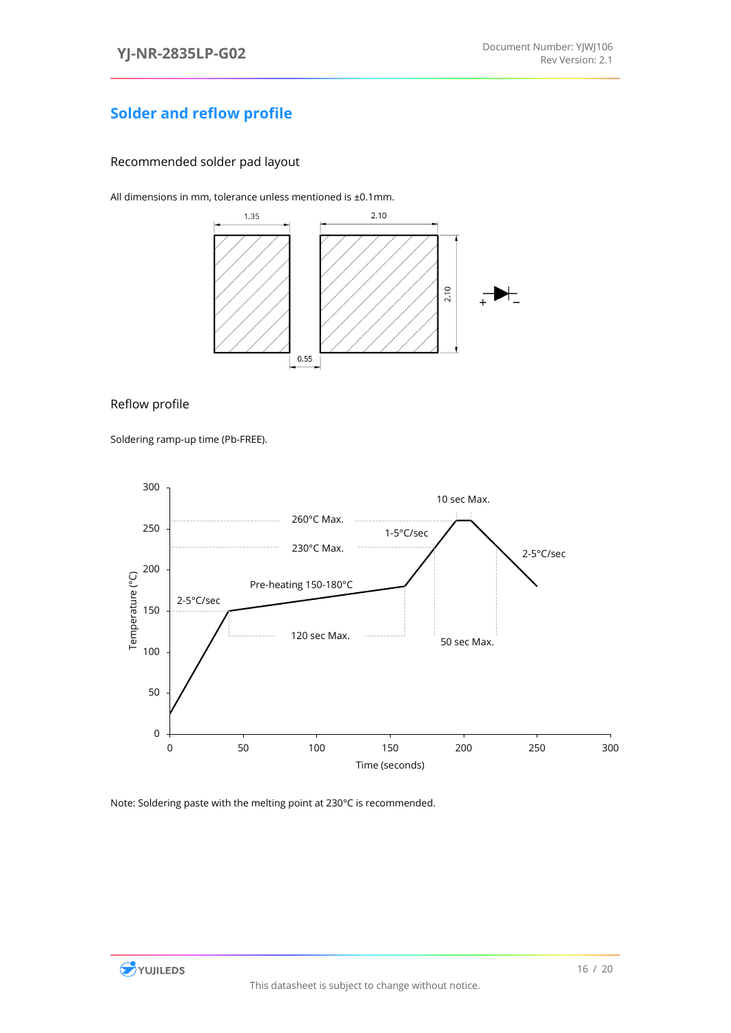## Solder and reflow profile

### Recommended solder pad layout

All dimensions in mm, tolerance unless mentioned is ±0.1mm.

1.35

2.10

2.10

0.55

+ –

### Reflow profile

Soldering ramp-up time (Pb-FREE).

10 sec Max.

260°C Max.

1-5°C/sec

230°C Max.

2-5°C/sec

Pre-heating 150-180°C

2-5°C/sec

120 sec Max.

50 sec Max.

Temperature (°C)

Time (seconds)

Note: Soldering paste with the melting point at 230°C is recommended.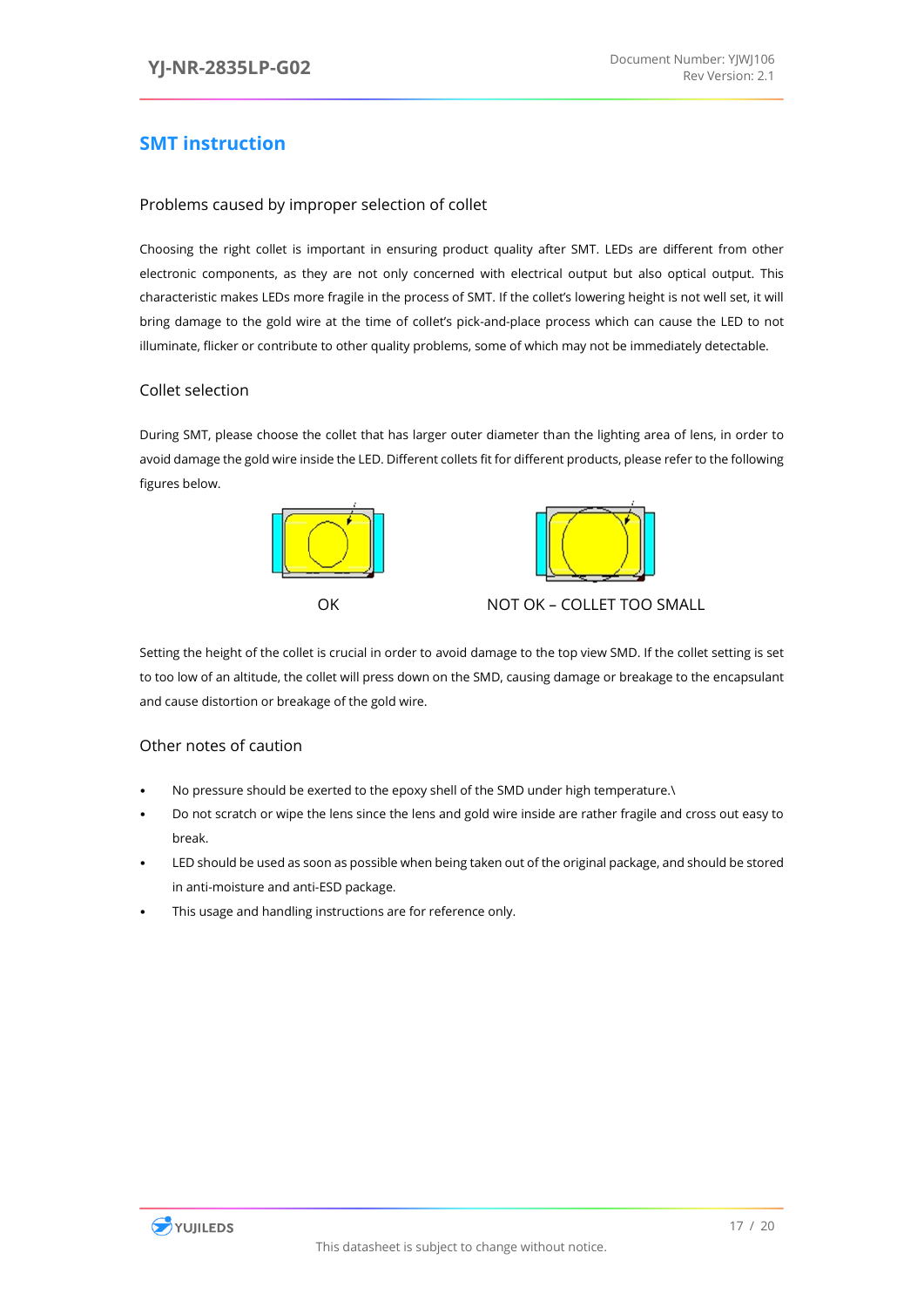## SMT instruction

### Problems caused by improper selection of collet

Choosing the right collet is important in ensuring product quality after SMT. LEDs are different from other electronic components, as they are not only concerned with electrical output but also optical output. This characteristic makes LEDs more fragile in the process of SMT. If the collet's lowering height is not well set, it will bring damage to the gold wire at the time of collet's pick-and-place process which can cause the LED to not illuminate, flicker or contribute to other quality problems, some of which may not be immediately detectable.

### Collet selection

During SMT, please choose the collet that has larger outer diameter than the lighting area of lens, in order to avoid damage the gold wire inside the LED. Different collets fit for different products, please refer to the following figures below.

OK

NOT OK – COLLET TOO SMALL

Setting the height of the collet is crucial in order to avoid damage to the top view SMD. If the collet setting is set to too low of an altitude, the collet will press down on the SMD, causing damage or breakage to the encapsulant and cause distortion or breakage of the gold wire.

### Other notes of caution

- No pressure should be exerted to the epoxy shell of the SMD under high temperature.\
- Do not scratch or wipe the lens since the lens and gold wire inside are rather fragile and cross out easy to break.
- LED should be used as soon as possible when being taken out of the original package, and should be stored in anti-moisture and anti-ESD package.
- This usage and handling instructions are for reference only.

This datasheet is subject to change without notice.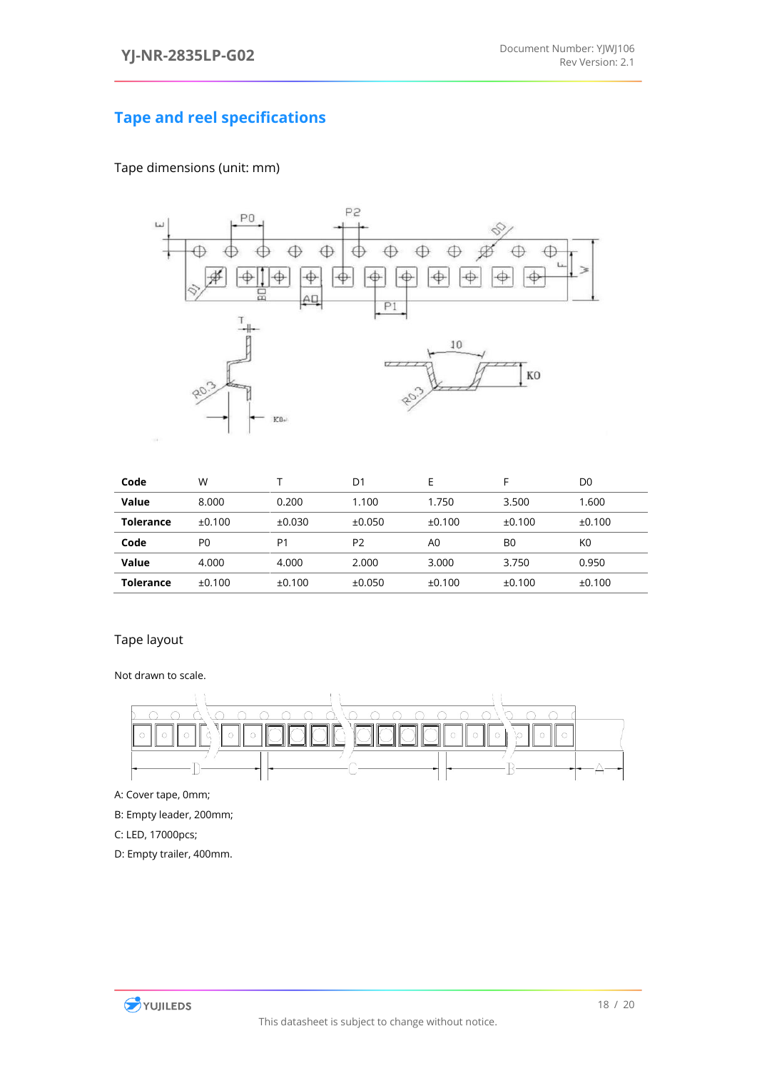## Tape and reel specifications

Tape dimensions (unit: mm)

| Code | W | T | D1 | E | F | D0 |
|---|---|---|---|---|---|---|
| **Value** | 8.000 | 0.200 | 1.100 | 1.750 | 3.500 | 1.600 |
| **Tolerance** | ±0.100 | ±0.030 | ±0.050 | ±0.100 | ±0.100 | ±0.100 |
| **Code** | P0 | P1 | P2 | A0 | B0 | K0 |
| **Value** | 4.000 | 4.000 | 2.000 | 3.000 | 3.750 | 0.950 |
| **Tolerance** | ±0.100 | ±0.100 | ±0.050 | ±0.100 | ±0.100 | ±0.100 |

Tape layout

Not drawn to scale.

A: Cover tape, 0mm;

B: Empty leader, 200mm;

C: LED, 17000pcs;

D: Empty trailer, 400mm.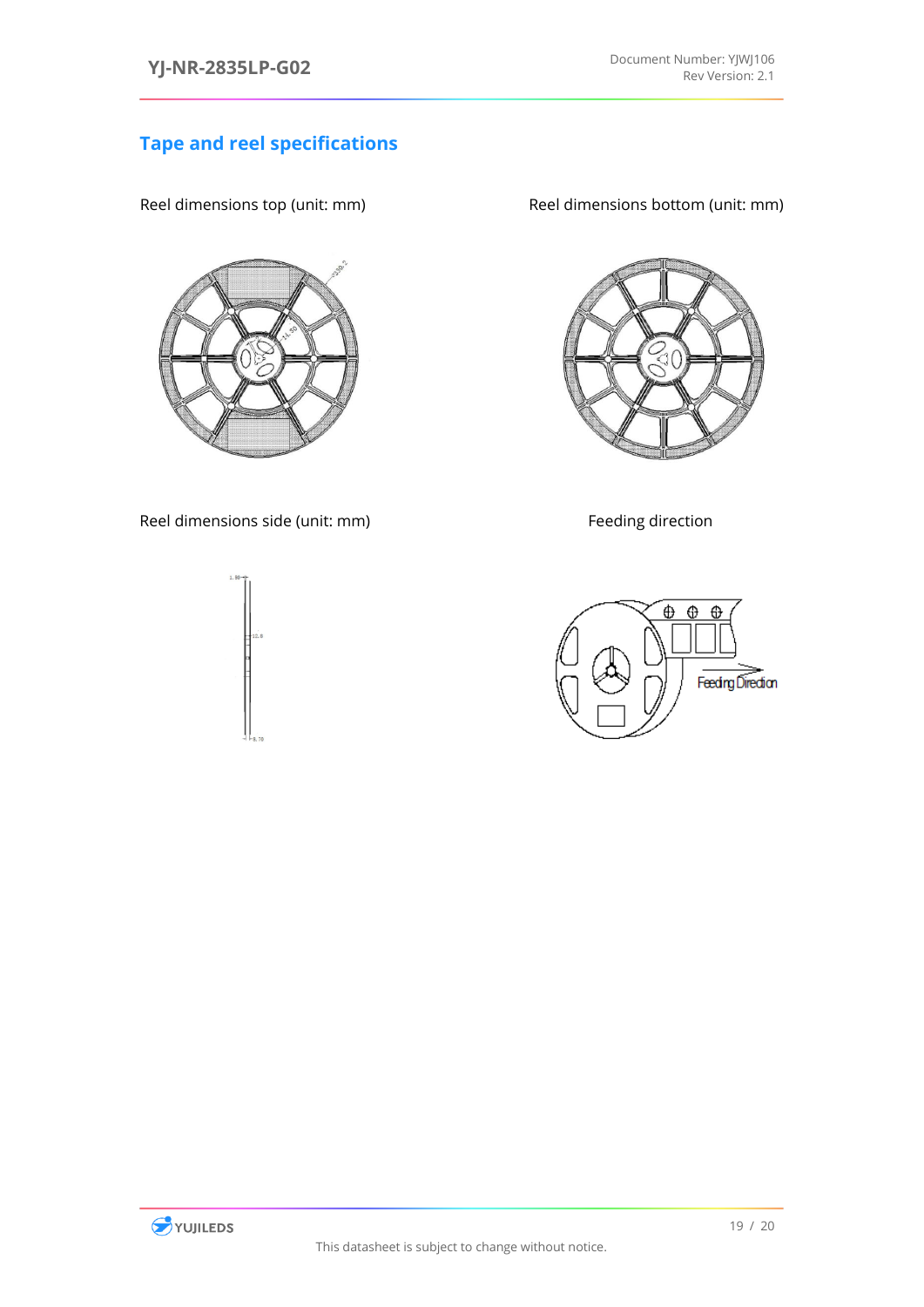## Tape and reel specifications

Reel dimensions top (unit: mm)

Reel dimensions bottom (unit: mm)

Reel dimensions side (unit: mm)

Feeding direction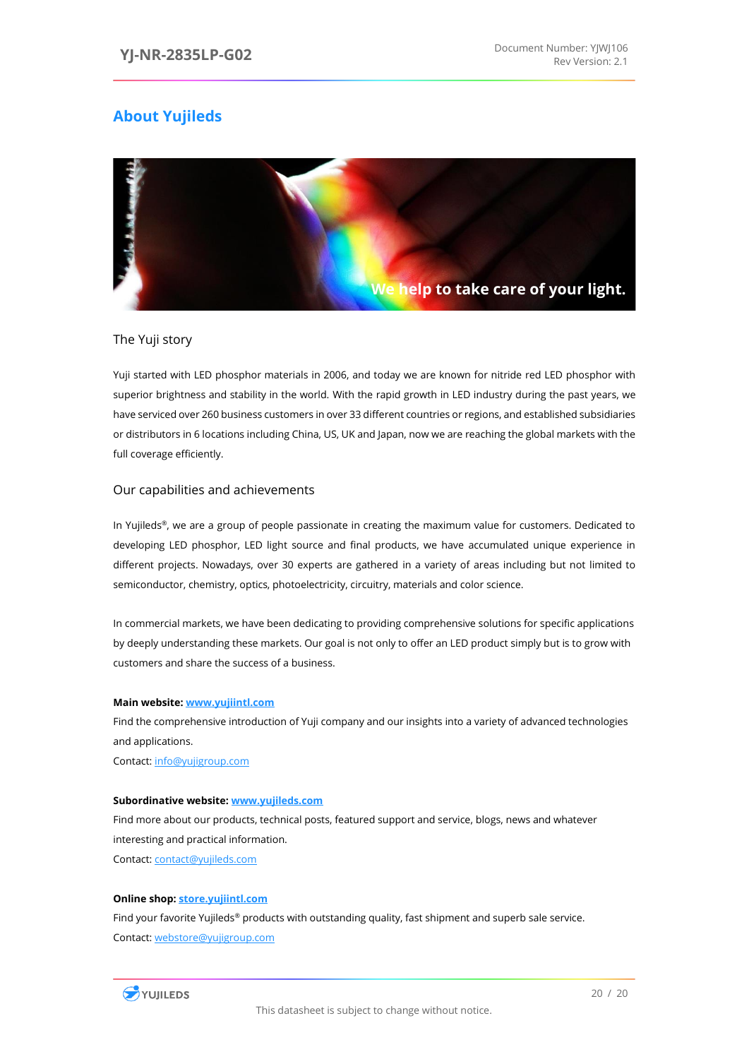## About Yujileds

We help to take care of your light.

### The Yuji story

Yuji started with LED phosphor materials in 2006, and today we are known for nitride red LED phosphor with superior brightness and stability in the world. With the rapid growth in LED industry during the past years, we have serviced over 260 business customers in over 33 different countries or regions, and established subsidiaries or distributors in 6 locations including China, US, UK and Japan, now we are reaching the global markets with the full coverage efficiently.

### Our capabilities and achievements

In Yujileds®, we are a group of people passionate in creating the maximum value for customers. Dedicated to developing LED phosphor, LED light source and final products, we have accumulated unique experience in different projects. Nowadays, over 30 experts are gathered in a variety of areas including but not limited to semiconductor, chemistry, optics, photoelectricity, circuitry, materials and color science.

In commercial markets, we have been dedicating to providing comprehensive solutions for specific applications by deeply understanding these markets. Our goal is not only to offer an LED product simply but is to grow with customers and share the success of a business.

**Main website: www.yujiintl.com**
Find the comprehensive introduction of Yuji company and our insights into a variety of advanced technologies and applications.
Contact: info@yujigroup.com

**Subordinative website: www.yujileds.com**
Find more about our products, technical posts, featured support and service, blogs, news and whatever interesting and practical information.
Contact: contact@yujileds.com

**Online shop: store.yujiintl.com**
Find your favorite Yujileds® products with outstanding quality, fast shipment and superb sale service.
Contact: webstore@yujigroup.com